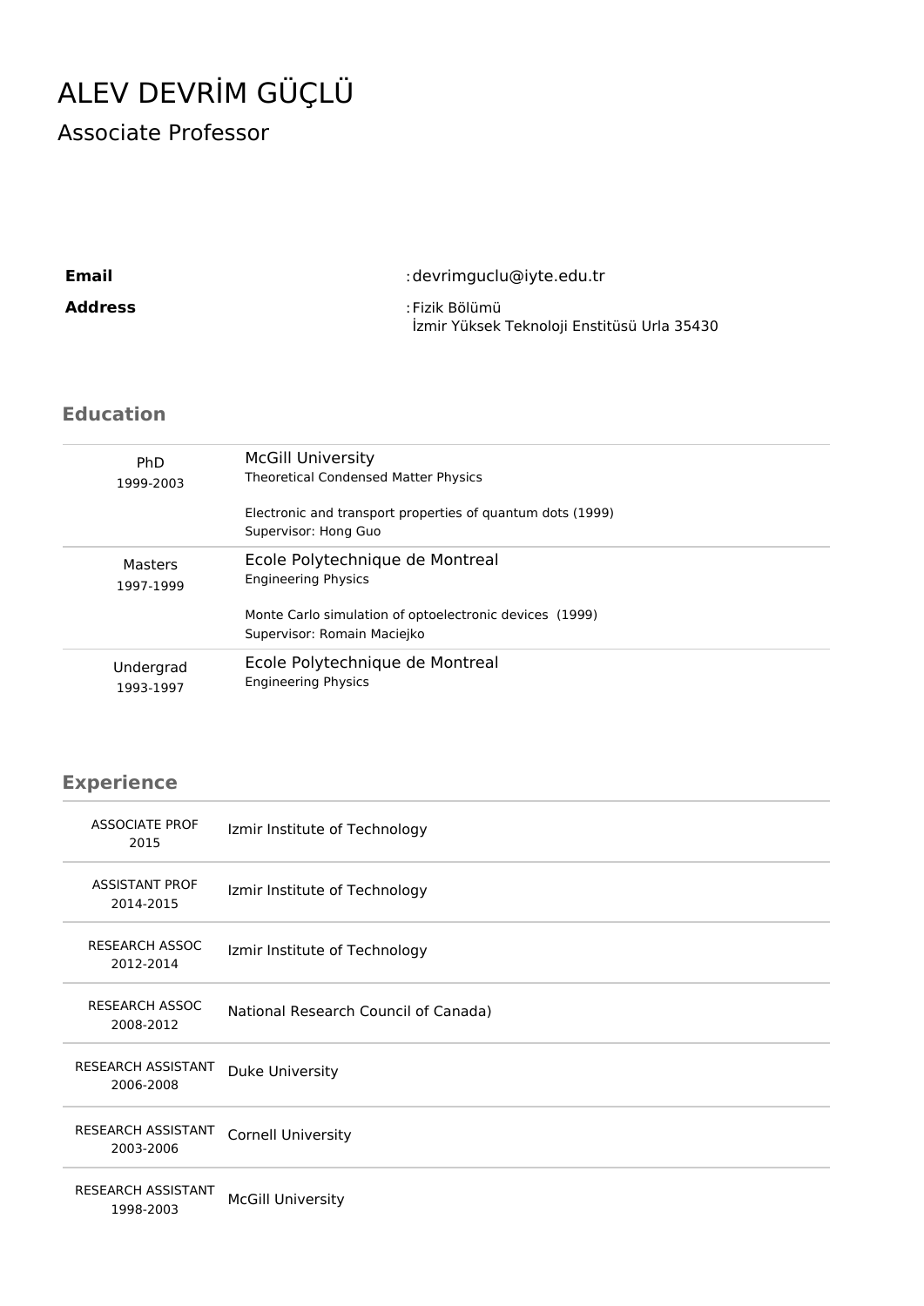# ALEV DEVRİM GÜÇLÜ

## Associate Professor

| | |
|---|---|
| **Email** | : devrimguclu@iyte.edu.tr |
| **Address** | : Fizik Bölümü<br>İzmir Yüksek Teknoloji Enstitüsü Urla 35430 |

## Education

| | |
|---|---|
| PhD<br>1999-2003 | McGill University<br>Theoretical Condensed Matter Physics<br><br>Electronic and transport properties of quantum dots (1999)<br>Supervisor: Hong Guo |
| Masters<br>1997-1999 | Ecole Polytechnique de Montreal<br>Engineering Physics<br><br>Monte Carlo simulation of optoelectronic devices (1999)<br>Supervisor: Romain Maciejko |
| Undergrad<br>1993-1997 | Ecole Polytechnique de Montreal<br>Engineering Physics |

## Experience

| | |
|---|---|
| ASSOCIATE PROF<br>2015 | Izmir Institute of Technology |
| ASSISTANT PROF<br>2014-2015 | Izmir Institute of Technology |
| RESEARCH ASSOC<br>2012-2014 | Izmir Institute of Technology |
| RESEARCH ASSOC<br>2008-2012 | National Research Council of Canada) |
| RESEARCH ASSISTANT<br>2006-2008 | Duke University |
| RESEARCH ASSISTANT<br>2003-2006 | Cornell University |
| RESEARCH ASSISTANT<br>1998-2003 | McGill University |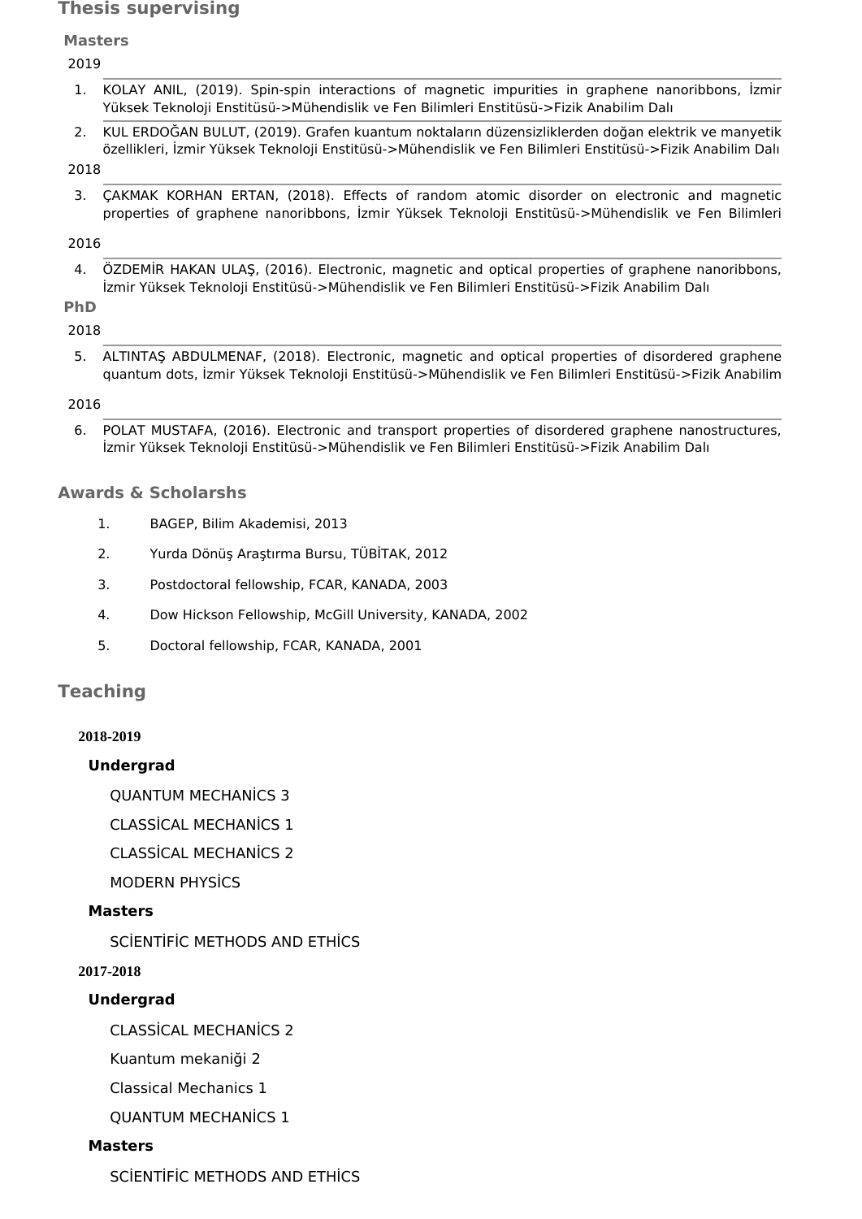## Thesis supervising

### Masters

2019

1. KOLAY ANIL, (2019). Spin-spin interactions of magnetic impurities in graphene nanoribbons, İzmir Yüksek Teknoloji Enstitüsü->Mühendislik ve Fen Bilimleri Enstitüsü->Fizik Anabilim Dalı
2. KUL ERDOĞAN BULUT, (2019). Grafen kuantum noktaların düzensizliklerden doğan elektrik ve manyetik özellikleri, İzmir Yüksek Teknoloji Enstitüsü->Mühendislik ve Fen Bilimleri Enstitüsü->Fizik Anabilim Dalı

2018

3. ÇAKMAK KORHAN ERTAN, (2018). Effects of random atomic disorder on electronic and magnetic properties of graphene nanoribbons, İzmir Yüksek Teknoloji Enstitüsü->Mühendislik ve Fen Bilimleri

2016

4. ÖZDEMİR HAKAN ULAŞ, (2016). Electronic, magnetic and optical properties of graphene nanoribbons, İzmir Yüksek Teknoloji Enstitüsü->Mühendislik ve Fen Bilimleri Enstitüsü->Fizik Anabilim Dalı

### PhD

2018

5. ALTINTAŞ ABDULMENAF, (2018). Electronic, magnetic and optical properties of disordered graphene quantum dots, İzmir Yüksek Teknoloji Enstitüsü->Mühendislik ve Fen Bilimleri Enstitüsü->Fizik Anabilim

2016

6. POLAT MUSTAFA, (2016). Electronic and transport properties of disordered graphene nanostructures, İzmir Yüksek Teknoloji Enstitüsü->Mühendislik ve Fen Bilimleri Enstitüsü->Fizik Anabilim Dalı

## Awards & Scholarshs

1. BAGEP, Bilim Akademisi, 2013
2. Yurda Dönüş Araştırma Bursu, TÜBİTAK, 2012
3. Postdoctoral fellowship, FCAR, KANADA, 2003
4. Dow Hickson Fellowship, McGill University, KANADA, 2002
5. Doctoral fellowship, FCAR, KANADA, 2001

## Teaching

**2018-2019**

**Undergrad**

QUANTUM MECHANİCS 3

CLASSİCAL MECHANİCS 1

CLASSİCAL MECHANİCS 2

MODERN PHYSİCS

**Masters**

SCİENTİFİC METHODS AND ETHİCS

**2017-2018**

**Undergrad**

CLASSİCAL MECHANİCS 2

Kuantum mekaniği 2

Classical Mechanics 1

QUANTUM MECHANİCS 1

**Masters**

SCİENTİFİC METHODS AND ETHİCS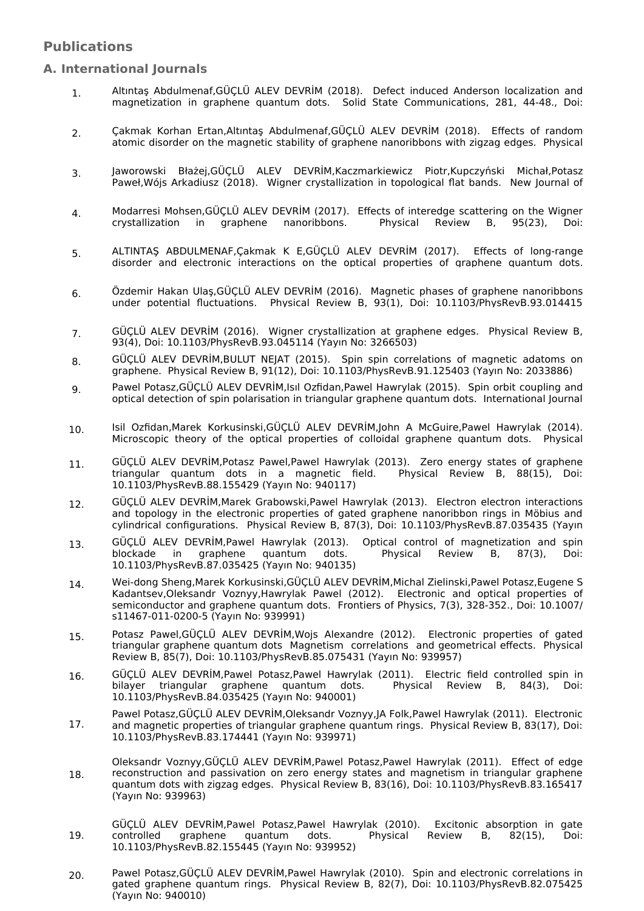## Publications

### A. International Journals

1. Altıntaş Abdulmenaf,GÜÇLÜ ALEV DEVRİM (2018). Defect induced Anderson localization and magnetization in graphene quantum dots. Solid State Communications, 281, 44-48., Doi:

2. Çakmak Korhan Ertan,Altıntaş Abdulmenaf,GÜÇLÜ ALEV DEVRİM (2018). Effects of random atomic disorder on the magnetic stability of graphene nanoribbons with zigzag edges. Physical

3. Jaworowski Błażej,GÜÇLÜ ALEV DEVRİM,Kaczmarkiewicz Piotr,Kupczyński Michał,Potasz Paweł,Wójs Arkadiusz (2018). Wigner crystallization in topological flat bands. New Journal of

4. Modarresi Mohsen,GÜÇLÜ ALEV DEVRİM (2017). Effects of interedge scattering on the Wigner crystallization in graphene nanoribbons. Physical Review B, 95(23), Doi:

5. ALTINTAŞ ABDULMENAF,Çakmak K E,GÜÇLÜ ALEV DEVRİM (2017). Effects of long-range disorder and electronic interactions on the optical properties of graphene quantum dots.

6. Özdemir Hakan Ulaş,GÜÇLÜ ALEV DEVRİM (2016). Magnetic phases of graphene nanoribbons under potential fluctuations. Physical Review B, 93(1), Doi: 10.1103/PhysRevB.93.014415

7. GÜÇLÜ ALEV DEVRİM (2016). Wigner crystallization at graphene edges. Physical Review B, 93(4), Doi: 10.1103/PhysRevB.93.045114 (Yayın No: 3266503)

8. GÜÇLÜ ALEV DEVRİM,BULUT NEJAT (2015). Spin spin correlations of magnetic adatoms on graphene. Physical Review B, 91(12), Doi: 10.1103/PhysRevB.91.125403 (Yayın No: 2033886)

9. Pawel Potasz,GÜÇLÜ ALEV DEVRİM,Isıl Ozfidan,Pawel Hawrylak (2015). Spin orbit coupling and optical detection of spin polarisation in triangular graphene quantum dots. International Journal

10. Isil Ozfidan,Marek Korkusinski,GÜÇLÜ ALEV DEVRİM,John A McGuire,Pawel Hawrylak (2014). Microscopic theory of the optical properties of colloidal graphene quantum dots. Physical

11. GÜÇLÜ ALEV DEVRİM,Potasz Pawel,Pawel Hawrylak (2013). Zero energy states of graphene triangular quantum dots in a magnetic field. Physical Review B, 88(15), Doi: 10.1103/PhysRevB.88.155429 (Yayın No: 940117)

12. GÜÇLÜ ALEV DEVRİM,Marek Grabowski,Pawel Hawrylak (2013). Electron electron interactions and topology in the electronic properties of gated graphene nanoribbon rings in Möbius and cylindrical configurations. Physical Review B, 87(3), Doi: 10.1103/PhysRevB.87.035435 (Yayın

13. GÜÇLÜ ALEV DEVRİM,Pawel Hawrylak (2013). Optical control of magnetization and spin blockade in graphene quantum dots. Physical Review B, 87(3), Doi: 10.1103/PhysRevB.87.035425 (Yayın No: 940135)

14. Wei-dong Sheng,Marek Korkusinski,GÜÇLÜ ALEV DEVRİM,Michal Zielinski,Pawel Potasz,Eugene S Kadantsev,Oleksandr Voznyy,Hawrylak Pawel (2012). Electronic and optical properties of semiconductor and graphene quantum dots. Frontiers of Physics, 7(3), 328-352., Doi: 10.1007/s11467-011-0200-5 (Yayın No: 939991)

15. Potasz Pawel,GÜÇLÜ ALEV DEVRİM,Wojs Alexandre (2012). Electronic properties of gated triangular graphene quantum dots Magnetism correlations and geometrical effects. Physical Review B, 85(7), Doi: 10.1103/PhysRevB.85.075431 (Yayın No: 939957)

16. GÜÇLÜ ALEV DEVRİM,Pawel Potasz,Pawel Hawrylak (2011). Electric field controlled spin in bilayer triangular graphene quantum dots. Physical Review B, 84(3), Doi: 10.1103/PhysRevB.84.035425 (Yayın No: 940001)

17. Pawel Potasz,GÜÇLÜ ALEV DEVRİM,Oleksandr Voznyy,JA Folk,Pawel Hawrylak (2011). Electronic and magnetic properties of triangular graphene quantum rings. Physical Review B, 83(17), Doi: 10.1103/PhysRevB.83.174441 (Yayın No: 939971)

18. Oleksandr Voznyy,GÜÇLÜ ALEV DEVRİM,Pawel Potasz,Pawel Hawrylak (2011). Effect of edge reconstruction and passivation on zero energy states and magnetism in triangular graphene quantum dots with zigzag edges. Physical Review B, 83(16), Doi: 10.1103/PhysRevB.83.165417 (Yayın No: 939963)

19. GÜÇLÜ ALEV DEVRİM,Pawel Potasz,Pawel Hawrylak (2010). Excitonic absorption in gate controlled graphene quantum dots. Physical Review B, 82(15), Doi: 10.1103/PhysRevB.82.155445 (Yayın No: 939952)

20. Pawel Potasz,GÜÇLÜ ALEV DEVRİM,Pawel Hawrylak (2010). Spin and electronic correlations in gated graphene quantum rings. Physical Review B, 82(7), Doi: 10.1103/PhysRevB.82.075425 (Yayın No: 940010)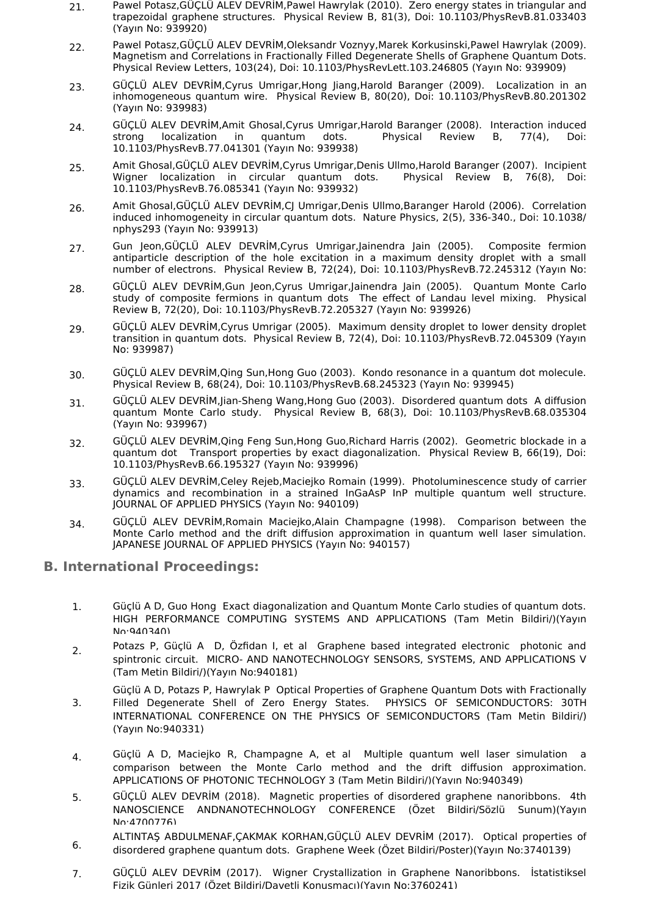21. Pawel Potasz,GÜÇLÜ ALEV DEVRİM,Pawel Hawrylak (2010). Zero energy states in triangular and trapezoidal graphene structures. Physical Review B, 81(3), Doi: 10.1103/PhysRevB.81.033403 (Yayın No: 939920)

22. Pawel Potasz,GÜÇLÜ ALEV DEVRİM,Oleksandr Voznyy,Marek Korkusinski,Pawel Hawrylak (2009). Magnetism and Correlations in Fractionally Filled Degenerate Shells of Graphene Quantum Dots. Physical Review Letters, 103(24), Doi: 10.1103/PhysRevLett.103.246805 (Yayın No: 939909)

23. GÜÇLÜ ALEV DEVRİM,Cyrus Umrigar,Hong Jiang,Harold Baranger (2009). Localization in an inhomogeneous quantum wire. Physical Review B, 80(20), Doi: 10.1103/PhysRevB.80.201302 (Yayın No: 939983)

24. GÜÇLÜ ALEV DEVRİM,Amit Ghosal,Cyrus Umrigar,Harold Baranger (2008). Interaction induced strong localization in quantum dots. Physical Review B, 77(4), Doi: 10.1103/PhysRevB.77.041301 (Yayın No: 939938)

25. Amit Ghosal,GÜÇLÜ ALEV DEVRİM,Cyrus Umrigar,Denis Ullmo,Harold Baranger (2007). Incipient Wigner localization in circular quantum dots. Physical Review B, 76(8), Doi: 10.1103/PhysRevB.76.085341 (Yayın No: 939932)

26. Amit Ghosal,GÜÇLÜ ALEV DEVRİM,CJ Umrigar,Denis Ullmo,Baranger Harold (2006). Correlation induced inhomogeneity in circular quantum dots. Nature Physics, 2(5), 336-340., Doi: 10.1038/nphys293 (Yayın No: 939913)

27. Gun Jeon,GÜÇLÜ ALEV DEVRİM,Cyrus Umrigar,Jainendra Jain (2005). Composite fermion antiparticle description of the hole excitation in a maximum density droplet with a small number of electrons. Physical Review B, 72(24), Doi: 10.1103/PhysRevB.72.245312 (Yayın No:

28. GÜÇLÜ ALEV DEVRİM,Gun Jeon,Cyrus Umrigar,Jainendra Jain (2005). Quantum Monte Carlo study of composite fermions in quantum dots The effect of Landau level mixing. Physical Review B, 72(20), Doi: 10.1103/PhysRevB.72.205327 (Yayın No: 939926)

29. GÜÇLÜ ALEV DEVRİM,Cyrus Umrigar (2005). Maximum density droplet to lower density droplet transition in quantum dots. Physical Review B, 72(4), Doi: 10.1103/PhysRevB.72.045309 (Yayın No: 939987)

30. GÜÇLÜ ALEV DEVRİM,Qing Sun,Hong Guo (2003). Kondo resonance in a quantum dot molecule. Physical Review B, 68(24), Doi: 10.1103/PhysRevB.68.245323 (Yayın No: 939945)

31. GÜÇLÜ ALEV DEVRİM,Jian-Sheng Wang,Hong Guo (2003). Disordered quantum dots A diffusion quantum Monte Carlo study. Physical Review B, 68(3), Doi: 10.1103/PhysRevB.68.035304 (Yayın No: 939967)

32. GÜÇLÜ ALEV DEVRİM,Qing Feng Sun,Hong Guo,Richard Harris (2002). Geometric blockade in a quantum dot Transport properties by exact diagonalization. Physical Review B, 66(19), Doi: 10.1103/PhysRevB.66.195327 (Yayın No: 939996)

33. GÜÇLÜ ALEV DEVRİM,Celey Rejeb,Maciejko Romain (1999). Photoluminescence study of carrier dynamics and recombination in a strained InGaAsP InP multiple quantum well structure. JOURNAL OF APPLIED PHYSICS (Yayın No: 940109)

34. GÜÇLÜ ALEV DEVRİM,Romain Maciejko,Alain Champagne (1998). Comparison between the Monte Carlo method and the drift diffusion approximation in quantum well laser simulation. JAPANESE JOURNAL OF APPLIED PHYSICS (Yayın No: 940157)

## B. International Proceedings:

1. Güçlü A D, Guo Hong Exact diagonalization and Quantum Monte Carlo studies of quantum dots. HIGH PERFORMANCE COMPUTING SYSTEMS AND APPLICATIONS (Tam Metin Bildiri/)(Yayın No:940340)

2. Potazs P, Güçlü A D, Özfidan I, et al Graphene based integrated electronic photonic and spintronic circuit. MICRO- AND NANOTECHNOLOGY SENSORS, SYSTEMS, AND APPLICATIONS V (Tam Metin Bildiri/)(Yayın No:940181)

3. Güçlü A D, Potazs P, Hawrylak P Optical Properties of Graphene Quantum Dots with Fractionally Filled Degenerate Shell of Zero Energy States. PHYSICS OF SEMICONDUCTORS: 30TH INTERNATIONAL CONFERENCE ON THE PHYSICS OF SEMICONDUCTORS (Tam Metin Bildiri/)(Yayın No:940331)

4. Güçlü A D, Maciejko R, Champagne A, et al Multiple quantum well laser simulation a comparison between the Monte Carlo method and the drift diffusion approximation. APPLICATIONS OF PHOTONIC TECHNOLOGY 3 (Tam Metin Bildiri/)(Yayın No:940349)

5. GÜÇLÜ ALEV DEVRİM (2018). Magnetic properties of disordered graphene nanoribbons. 4th NANOSCIENCE ANDNANOTECHNOLOGY CONFERENCE (Özet Bildiri/Sözlü Sunum)(Yayın No:4700776)

6. ALTINTAŞ ABDULMENAF,ÇAKMAK KORHAN,GÜÇLÜ ALEV DEVRİM (2017). Optical properties of disordered graphene quantum dots. Graphene Week (Özet Bildiri/Poster)(Yayın No:3740139)

7. GÜÇLÜ ALEV DEVRİM (2017). Wigner Crystallization in Graphene Nanoribbons. İstatistiksel Fizik Günleri 2017 (Özet Bildiri/Davetli Konuşmacı)(Yayın No:3760241)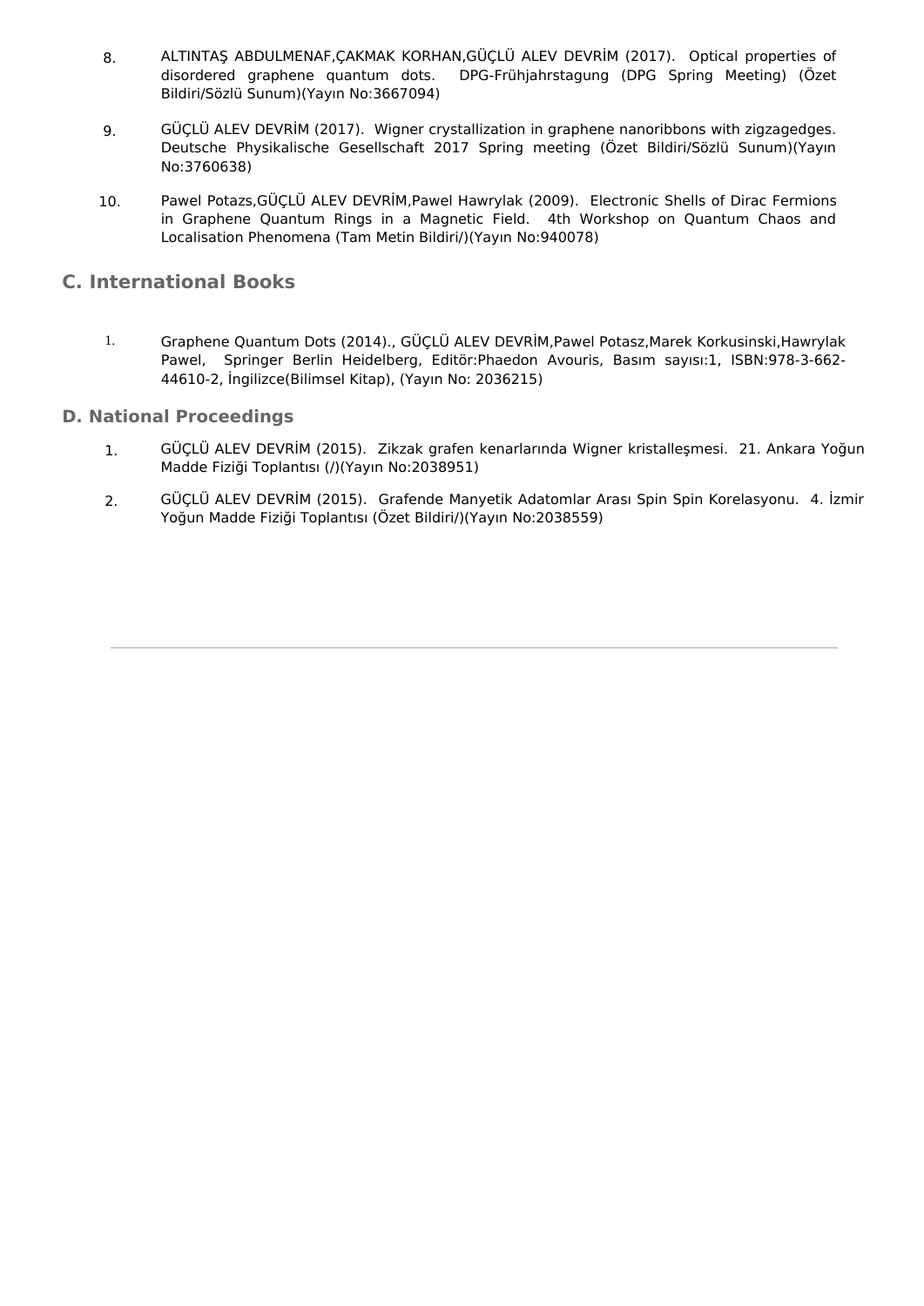8. ALTINTAŞ ABDULMENAF,ÇAKMAK KORHAN,GÜÇLÜ ALEV DEVRİM (2017). Optical properties of disordered graphene quantum dots. DPG-Frühjahrstagung (DPG Spring Meeting) (Özet Bildiri/Sözlü Sunum)(Yayın No:3667094)

9. GÜÇLÜ ALEV DEVRİM (2017). Wigner crystallization in graphene nanoribbons with zigzagedges. Deutsche Physikalische Gesellschaft 2017 Spring meeting (Özet Bildiri/Sözlü Sunum)(Yayın No:3760638)

10. Pawel Potazs,GÜÇLÜ ALEV DEVRİM,Pawel Hawrylak (2009). Electronic Shells of Dirac Fermions in Graphene Quantum Rings in a Magnetic Field. 4th Workshop on Quantum Chaos and Localisation Phenomena (Tam Metin Bildiri/)(Yayın No:940078)

## C. International Books

1. Graphene Quantum Dots (2014)., GÜÇLÜ ALEV DEVRİM,Pawel Potasz,Marek Korkusinski,Hawrylak Pawel, Springer Berlin Heidelberg, Editör:Phaedon Avouris, Basım sayısı:1, ISBN:978-3-662-44610-2, İngilizce(Bilimsel Kitap), (Yayın No: 2036215)

## D. National Proceedings

1. GÜÇLÜ ALEV DEVRİM (2015). Zikzak grafen kenarlarında Wigner kristalleşmesi. 21. Ankara Yoğun Madde Fiziği Toplantısı (/)(Yayın No:2038951)

2. GÜÇLÜ ALEV DEVRİM (2015). Grafende Manyetik Adatomlar Arası Spin Spin Korelasyonu. 4. İzmir Yoğun Madde Fiziği Toplantısı (Özet Bildiri/)(Yayın No:2038559)